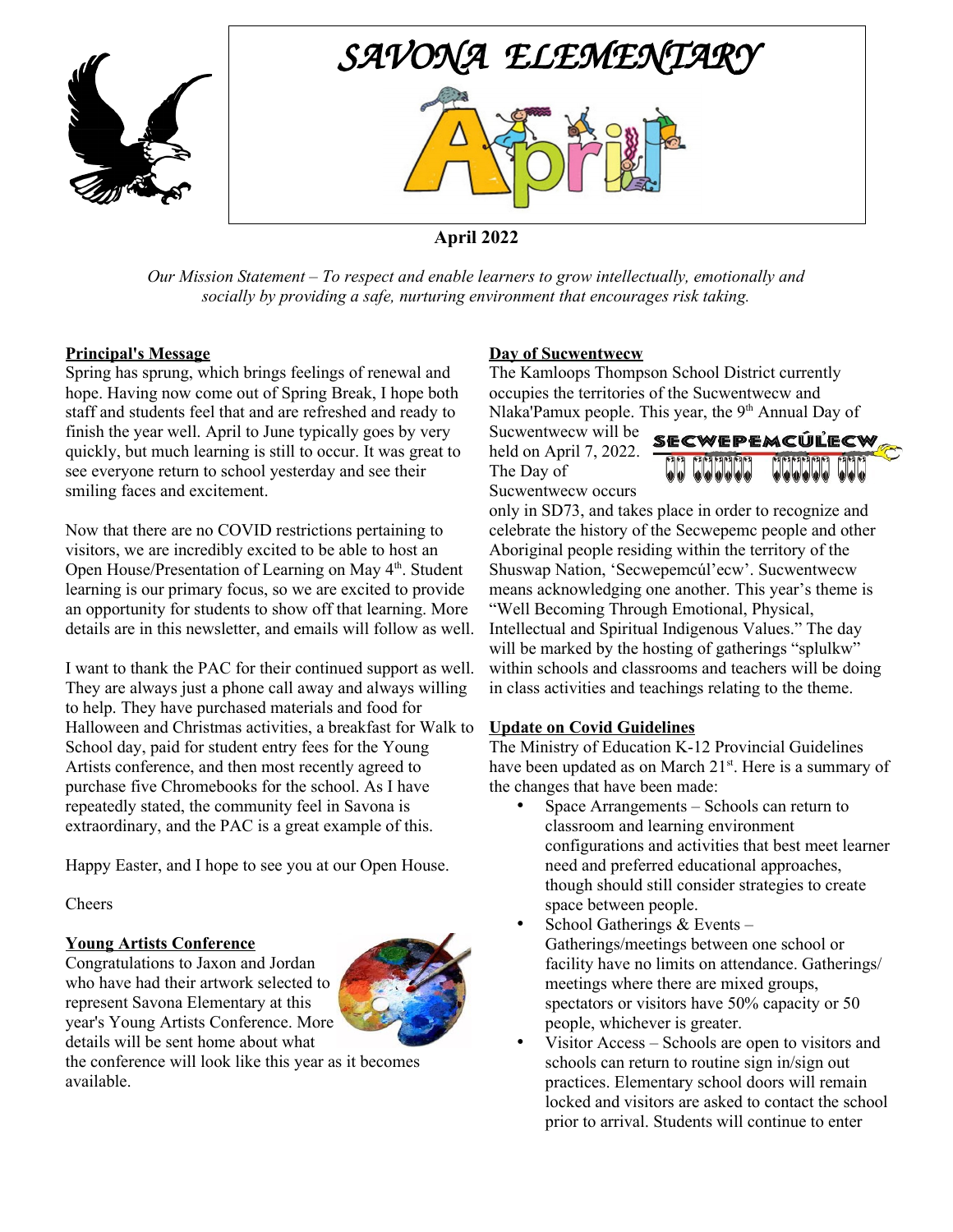# SAVONA ELEMENTARY

**April 2022**

*Our Mission Statement – To respect and enable learners to grow intellectually, emotionally and socially by providing a safe, nurturing environment that encourages risk taking.*

## Principal's Message

Spring has sprung, which brings feelings of renewal and hope. Having now come out of Spring Break, I hope both staff and students feel that and are refreshed and ready to finish the year well. April to June typically goes by very quickly, but much learning is still to occur. It was great to see everyone return to school yesterday and see their smiling faces and excitement.

Now that there are no COVID restrictions pertaining to visitors, we are incredibly excited to be able to host an Open House/Presentation of Learning on May 4th. Student learning is our primary focus, so we are excited to provide an opportunity for students to show off that learning. More details are in this newsletter, and emails will follow as well.

I want to thank the PAC for their continued support as well. They are always just a phone call away and always willing to help. They have purchased materials and food for Halloween and Christmas activities, a breakfast for Walk to School day, paid for student entry fees for the Young Artists conference, and then most recently agreed to purchase five Chromebooks for the school. As I have repeatedly stated, the community feel in Savona is extraordinary, and the PAC is a great example of this.

Happy Easter, and I hope to see you at our Open House.

Cheers

## Young Artists Conference

Congratulations to Jaxon and Jordan who have had their artwork selected to represent Savona Elementary at this year's Young Artists Conference. More details will be sent home about what the conference will look like this year as it becomes available.

## Day of Sucwentwecw

The Kamloops Thompson School District currently occupies the territories of the Sucwentwecw and Nlaka'Pamux people. This year, the 9th Annual Day of Sucwentwecw will be held on April 7, 2022. The Day of Sucwentwecw occurs only in SD73, and takes place in order to recognize and celebrate the history of the Secwepemc people and other Aboriginal people residing within the territory of the Shuswap Nation, 'Secwepemcúl'ecw'. Sucwentwecw means acknowledging one another. This year's theme is "Well Becoming Through Emotional, Physical, Intellectual and Spiritual Indigenous Values." The day will be marked by the hosting of gatherings "splulkw" within schools and classrooms and teachers will be doing in class activities and teachings relating to the theme.

## Update on Covid Guidelines

The Ministry of Education K-12 Provincial Guidelines have been updated as on March 21st. Here is a summary of the changes that have been made:

- Space Arrangements – Schools can return to classroom and learning environment configurations and activities that best meet learner need and preferred educational approaches, though should still consider strategies to create space between people.
- School Gatherings & Events – Gatherings/meetings between one school or facility have no limits on attendance. Gatherings/ meetings where there are mixed groups, spectators or visitors have 50% capacity or 50 people, whichever is greater.
- Visitor Access – Schools are open to visitors and schools can return to routine sign in/sign out practices. Elementary school doors will remain locked and visitors are asked to contact the school prior to arrival. Students will continue to enter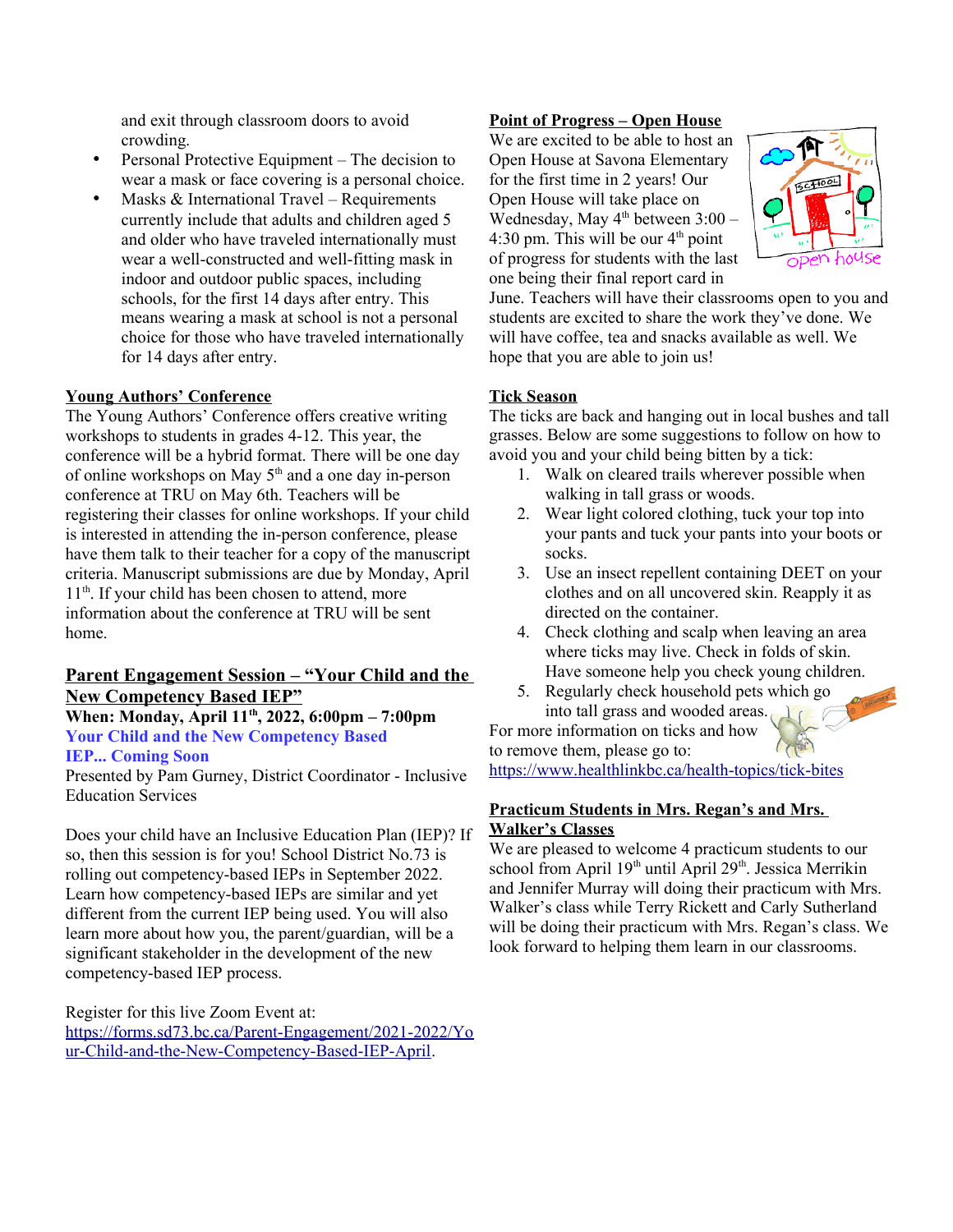and exit through classroom doors to avoid crowding.

- Personal Protective Equipment – The decision to wear a mask or face covering is a personal choice.
- Masks & International Travel – Requirements currently include that adults and children aged 5 and older who have traveled internationally must wear a well-constructed and well-fitting mask in indoor and outdoor public spaces, including schools, for the first 14 days after entry. This means wearing a mask at school is not a personal choice for those who have traveled internationally for 14 days after entry.

## Young Authors' Conference

The Young Authors' Conference offers creative writing workshops to students in grades 4-12. This year, the conference will be a hybrid format. There will be one day of online workshops on May 5th and a one day in-person conference at TRU on May 6th. Teachers will be registering their classes for online workshops. If your child is interested in attending the in-person conference, please have them talk to their teacher for a copy of the manuscript criteria. Manuscript submissions are due by Monday, April 11th. If your child has been chosen to attend, more information about the conference at TRU will be sent home.

## Parent Engagement Session – "Your Child and the New Competency Based IEP"

**When: Monday, April 11th, 2022, 6:00pm – 7:00pm**

**Your Child and the New Competency Based IEP... Coming Soon**

Presented by Pam Gurney, District Coordinator - Inclusive Education Services

Does your child have an Inclusive Education Plan (IEP)? If so, then this session is for you! School District No.73 is rolling out competency-based IEPs in September 2022. Learn how competency-based IEPs are similar and yet different from the current IEP being used. You will also learn more about how you, the parent/guardian, will be a significant stakeholder in the development of the new competency-based IEP process.

Register for this live Zoom Event at: https://forms.sd73.bc.ca/Parent-Engagement/2021-2022/Your-Child-and-the-New-Competency-Based-IEP-April.

## Point of Progress – Open House

We are excited to be able to host an Open House at Savona Elementary for the first time in 2 years! Our Open House will take place on Wednesday, May 4th between 3:00 – 4:30 pm. This will be our 4th point of progress for students with the last one being their final report card in June. Teachers will have their classrooms open to you and students are excited to share the work they've done. We will have coffee, tea and snacks available as well. We hope that you are able to join us!

## Tick Season

The ticks are back and hanging out in local bushes and tall grasses. Below are some suggestions to follow on how to avoid you and your child being bitten by a tick:

1. Walk on cleared trails wherever possible when walking in tall grass or woods.
2. Wear light colored clothing, tuck your top into your pants and tuck your pants into your boots or socks.
3. Use an insect repellent containing DEET on your clothes and on all uncovered skin. Reapply it as directed on the container.
4. Check clothing and scalp when leaving an area where ticks may live. Check in folds of skin. Have someone help you check young children.
5. Regularly check household pets which go into tall grass and wooded areas.

For more information on ticks and how to remove them, please go to: https://www.healthlinkbc.ca/health-topics/tick-bites

## Practicum Students in Mrs. Regan's and Mrs. Walker's Classes

We are pleased to welcome 4 practicum students to our school from April 19th until April 29th. Jessica Merrikin and Jennifer Murray will doing their practicum with Mrs. Walker's class while Terry Rickett and Carly Sutherland will be doing their practicum with Mrs. Regan's class. We look forward to helping them learn in our classrooms.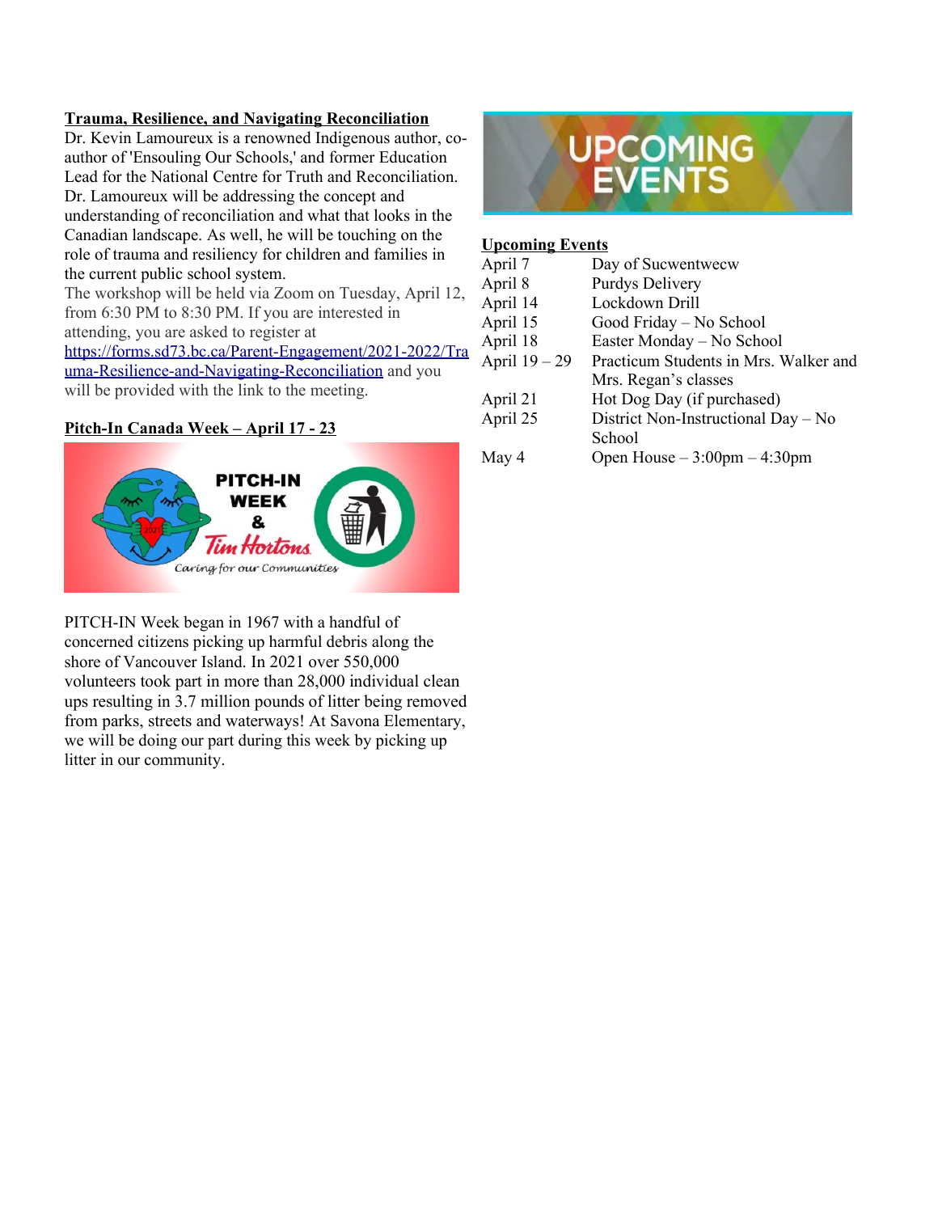## Trauma, Resilience, and Navigating Reconciliation

Dr. Kevin Lamoureux is a renowned Indigenous author, co-author of 'Ensouling Our Schools,' and former Education Lead for the National Centre for Truth and Reconciliation. Dr. Lamoureux will be addressing the concept and understanding of reconciliation and what that looks in the Canadian landscape. As well, he will be touching on the role of trauma and resiliency for children and families in the current public school system.

The workshop will be held via Zoom on Tuesday, April 12, from 6:30 PM to 8:30 PM. If you are interested in attending, you are asked to register at https://forms.sd73.bc.ca/Parent-Engagement/2021-2022/Trauma-Resilience-and-Navigating-Reconciliation and you will be provided with the link to the meeting.

## Pitch-In Canada Week – April 17 - 23

PITCH-IN Week began in 1967 with a handful of concerned citizens picking up harmful debris along the shore of Vancouver Island. In 2021 over 550,000 volunteers took part in more than 28,000 individual clean ups resulting in 3.7 million pounds of litter being removed from parks, streets and waterways! At Savona Elementary, we will be doing our part during this week by picking up litter in our community.

## Upcoming Events

| | |
|---|---|
| April 7 | Day of Sucwentwecw |
| April 8 | Purdys Delivery |
| April 14 | Lockdown Drill |
| April 15 | Good Friday – No School |
| April 18 | Easter Monday – No School |
| April 19 – 29 | Practicum Students in Mrs. Walker and Mrs. Regan's classes |
| April 21 | Hot Dog Day (if purchased) |
| April 25 | District Non-Instructional Day – No School |
| May 4 | Open House – 3:00pm – 4:30pm |